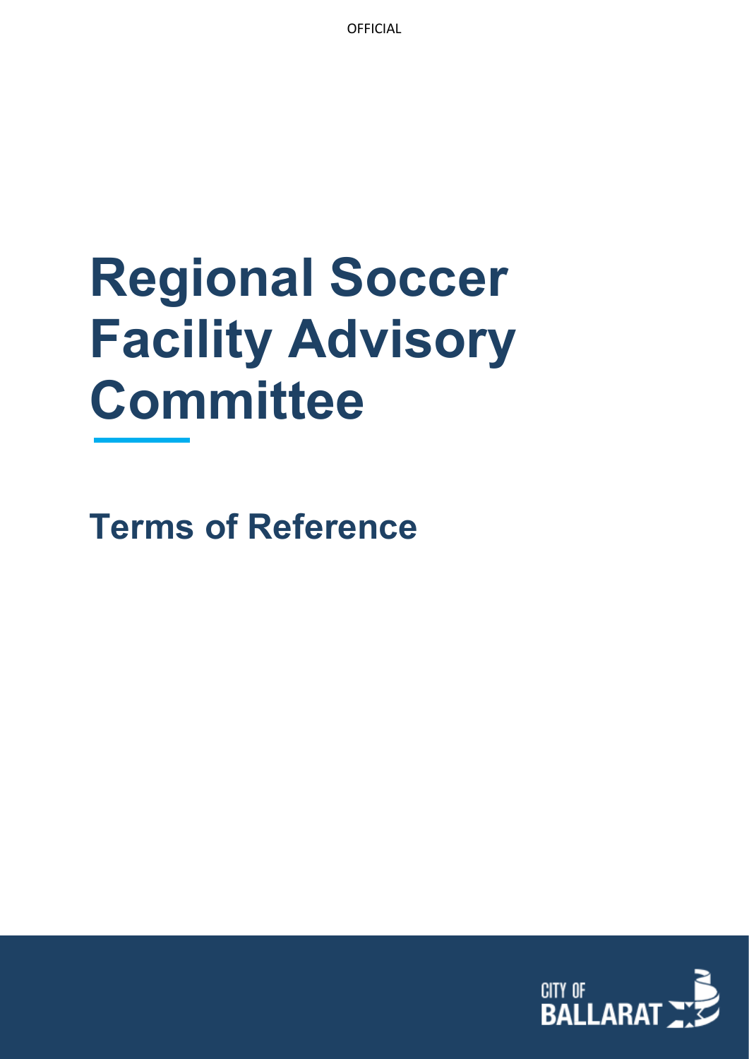OFFICIAL

# Regional Soccer Facility Advisory Committee

## Terms of Reference

CITY OF BALLARAT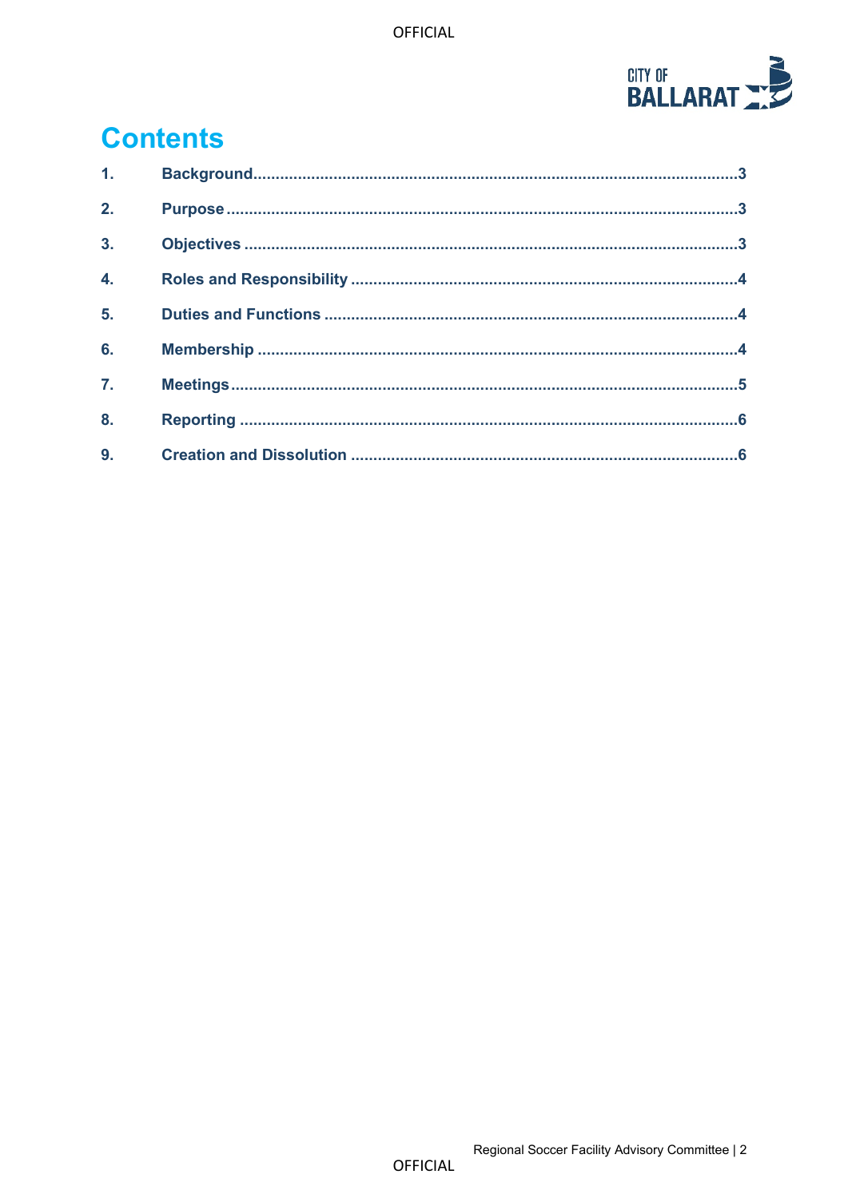# Contents

| | | |
|---|---|---|
| 1. | Background | 3 |
| 2. | Purpose | 3 |
| 3. | Objectives | 3 |
| 4. | Roles and Responsibility | 4 |
| 5. | Duties and Functions | 4 |
| 6. | Membership | 4 |
| 7. | Meetings | 5 |
| 8. | Reporting | 6 |
| 9. | Creation and Dissolution | 6 |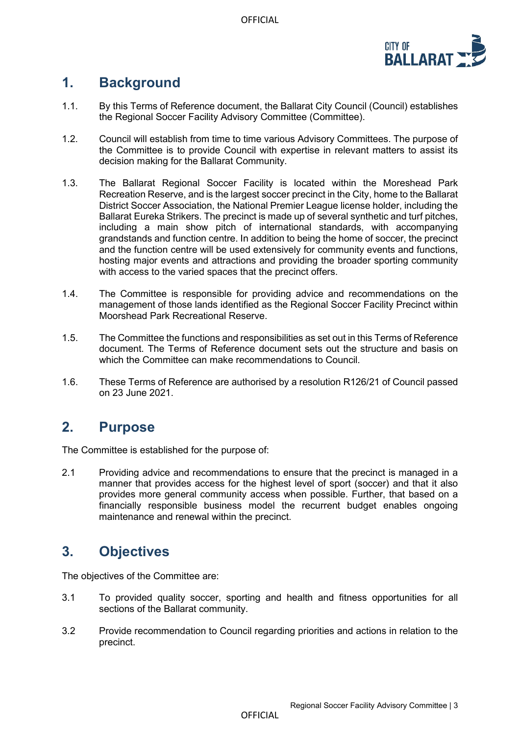## 1. Background

1.1. By this Terms of Reference document, the Ballarat City Council (Council) establishes the Regional Soccer Facility Advisory Committee (Committee).

1.2. Council will establish from time to time various Advisory Committees. The purpose of the Committee is to provide Council with expertise in relevant matters to assist its decision making for the Ballarat Community.

1.3. The Ballarat Regional Soccer Facility is located within the Moreshead Park Recreation Reserve, and is the largest soccer precinct in the City, home to the Ballarat District Soccer Association, the National Premier League license holder, including the Ballarat Eureka Strikers. The precinct is made up of several synthetic and turf pitches, including a main show pitch of international standards, with accompanying grandstands and function centre. In addition to being the home of soccer, the precinct and the function centre will be used extensively for community events and functions, hosting major events and attractions and providing the broader sporting community with access to the varied spaces that the precinct offers.

1.4. The Committee is responsible for providing advice and recommendations on the management of those lands identified as the Regional Soccer Facility Precinct within Moorshead Park Recreational Reserve.

1.5. The Committee the functions and responsibilities as set out in this Terms of Reference document. The Terms of Reference document sets out the structure and basis on which the Committee can make recommendations to Council.

1.6. These Terms of Reference are authorised by a resolution R126/21 of Council passed on 23 June 2021.

## 2. Purpose

The Committee is established for the purpose of:

2.1 Providing advice and recommendations to ensure that the precinct is managed in a manner that provides access for the highest level of sport (soccer) and that it also provides more general community access when possible. Further, that based on a financially responsible business model the recurrent budget enables ongoing maintenance and renewal within the precinct.

## 3. Objectives

The objectives of the Committee are:

3.1 To provided quality soccer, sporting and health and fitness opportunities for all sections of the Ballarat community.

3.2 Provide recommendation to Council regarding priorities and actions in relation to the precinct.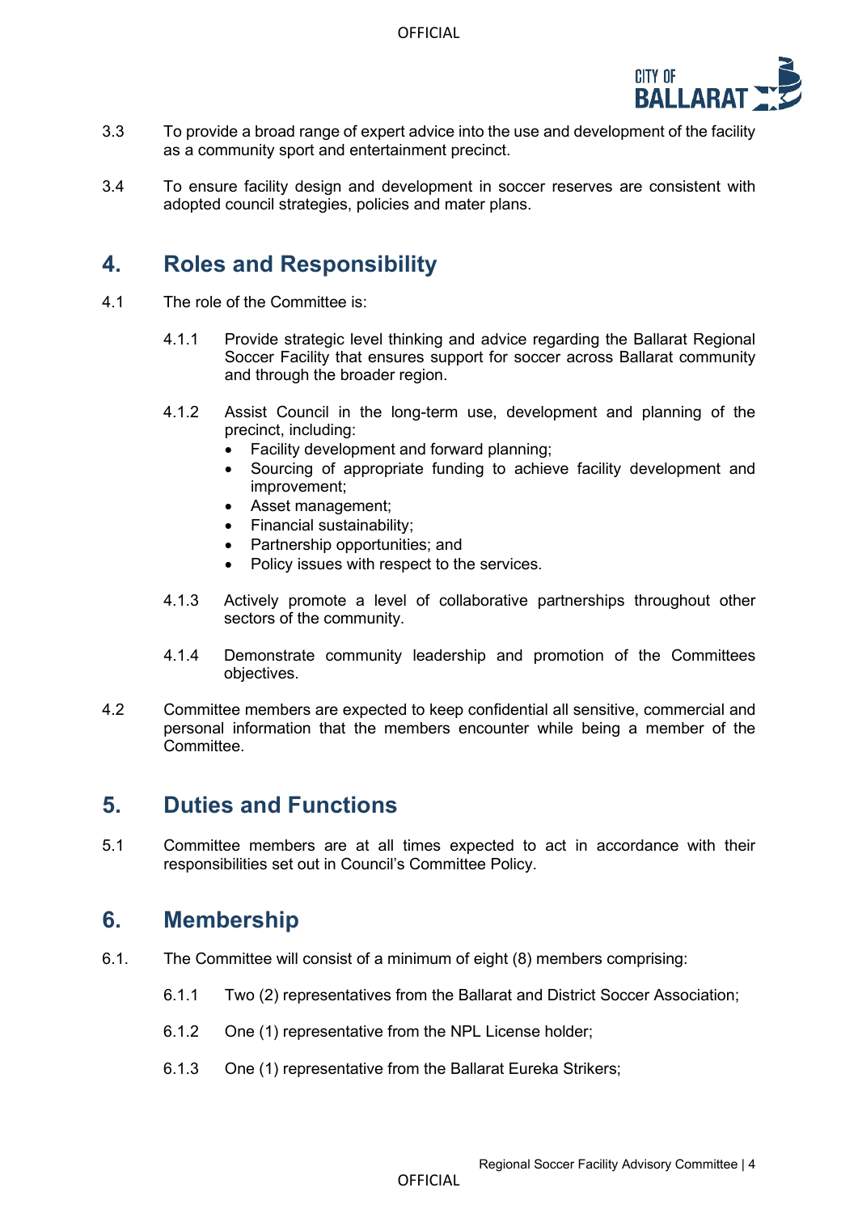3.3 To provide a broad range of expert advice into the use and development of the facility as a community sport and entertainment precinct.

3.4 To ensure facility design and development in soccer reserves are consistent with adopted council strategies, policies and mater plans.

## 4. Roles and Responsibility

4.1 The role of the Committee is:

4.1.1 Provide strategic level thinking and advice regarding the Ballarat Regional Soccer Facility that ensures support for soccer across Ballarat community and through the broader region.

4.1.2 Assist Council in the long-term use, development and planning of the precinct, including:

- Facility development and forward planning;
- Sourcing of appropriate funding to achieve facility development and improvement;
- Asset management;
- Financial sustainability;
- Partnership opportunities; and
- Policy issues with respect to the services.

4.1.3 Actively promote a level of collaborative partnerships throughout other sectors of the community.

4.1.4 Demonstrate community leadership and promotion of the Committees objectives.

4.2 Committee members are expected to keep confidential all sensitive, commercial and personal information that the members encounter while being a member of the Committee.

## 5. Duties and Functions

5.1 Committee members are at all times expected to act in accordance with their responsibilities set out in Council's Committee Policy.

## 6. Membership

6.1. The Committee will consist of a minimum of eight (8) members comprising:

6.1.1 Two (2) representatives from the Ballarat and District Soccer Association;

6.1.2 One (1) representative from the NPL License holder;

6.1.3 One (1) representative from the Ballarat Eureka Strikers;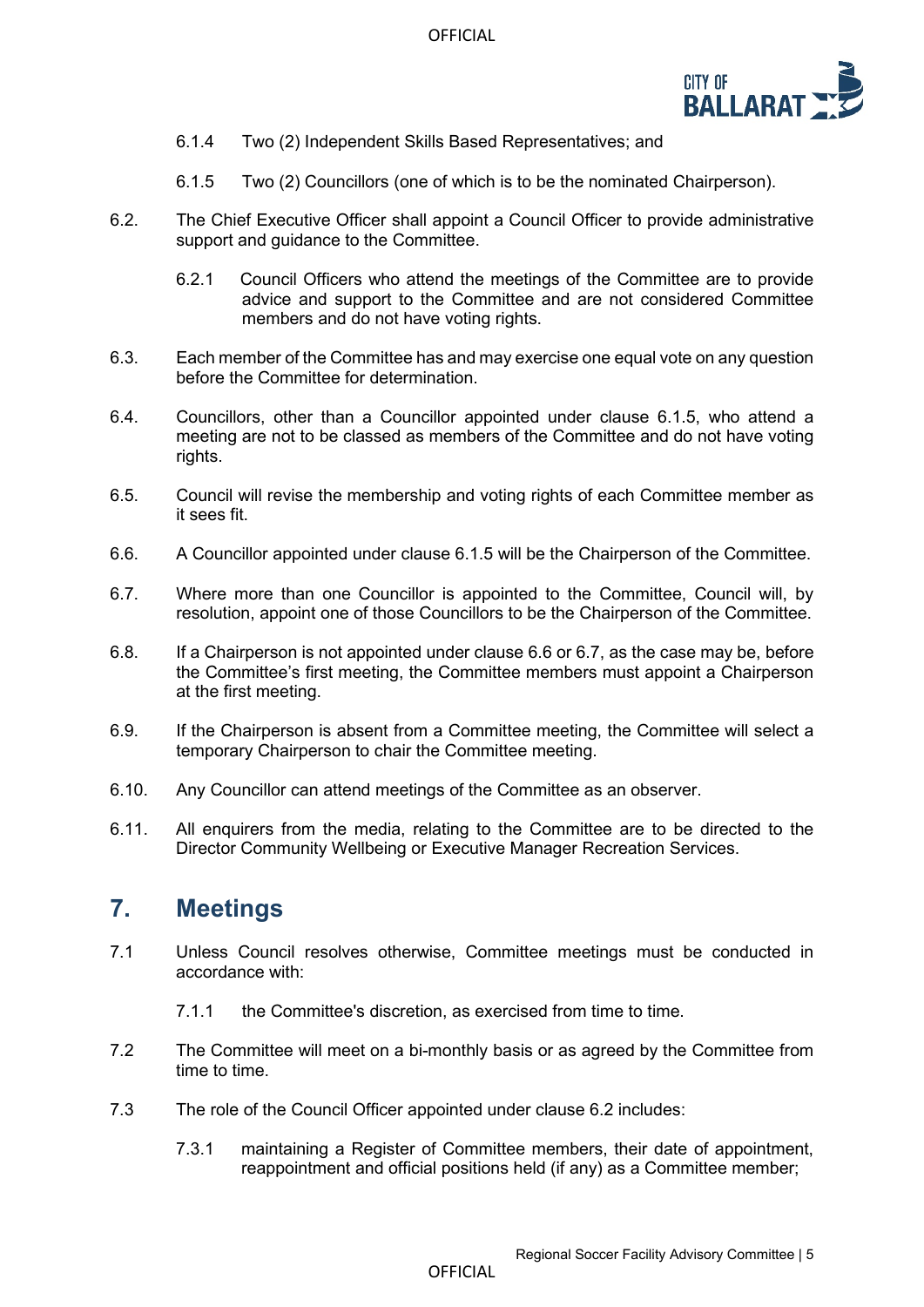6.1.4 Two (2) Independent Skills Based Representatives; and

6.1.5 Two (2) Councillors (one of which is to be the nominated Chairperson).

6.2. The Chief Executive Officer shall appoint a Council Officer to provide administrative support and guidance to the Committee.

6.2.1 Council Officers who attend the meetings of the Committee are to provide advice and support to the Committee and are not considered Committee members and do not have voting rights.

6.3. Each member of the Committee has and may exercise one equal vote on any question before the Committee for determination.

6.4. Councillors, other than a Councillor appointed under clause 6.1.5, who attend a meeting are not to be classed as members of the Committee and do not have voting rights.

6.5. Council will revise the membership and voting rights of each Committee member as it sees fit.

6.6. A Councillor appointed under clause 6.1.5 will be the Chairperson of the Committee.

6.7. Where more than one Councillor is appointed to the Committee, Council will, by resolution, appoint one of those Councillors to be the Chairperson of the Committee.

6.8. If a Chairperson is not appointed under clause 6.6 or 6.7, as the case may be, before the Committee's first meeting, the Committee members must appoint a Chairperson at the first meeting.

6.9. If the Chairperson is absent from a Committee meeting, the Committee will select a temporary Chairperson to chair the Committee meeting.

6.10. Any Councillor can attend meetings of the Committee as an observer.

6.11. All enquirers from the media, relating to the Committee are to be directed to the Director Community Wellbeing or Executive Manager Recreation Services.

## 7. Meetings

7.1 Unless Council resolves otherwise, Committee meetings must be conducted in accordance with:

7.1.1 the Committee's discretion, as exercised from time to time.

7.2 The Committee will meet on a bi-monthly basis or as agreed by the Committee from time to time.

7.3 The role of the Council Officer appointed under clause 6.2 includes:

7.3.1 maintaining a Register of Committee members, their date of appointment, reappointment and official positions held (if any) as a Committee member;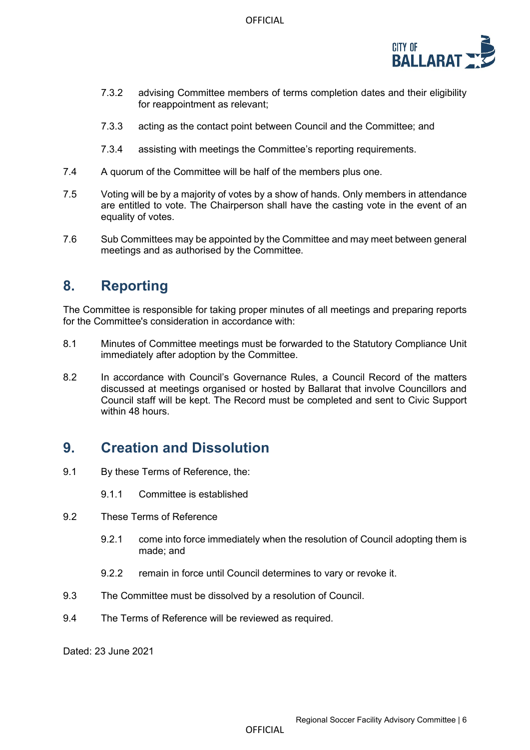7.3.2 advising Committee members of terms completion dates and their eligibility for reappointment as relevant;

7.3.3 acting as the contact point between Council and the Committee; and

7.3.4 assisting with meetings the Committee's reporting requirements.

7.4 A quorum of the Committee will be half of the members plus one.

7.5 Voting will be by a majority of votes by a show of hands. Only members in attendance are entitled to vote. The Chairperson shall have the casting vote in the event of an equality of votes.

7.6 Sub Committees may be appointed by the Committee and may meet between general meetings and as authorised by the Committee.

## 8. Reporting

The Committee is responsible for taking proper minutes of all meetings and preparing reports for the Committee's consideration in accordance with:

8.1 Minutes of Committee meetings must be forwarded to the Statutory Compliance Unit immediately after adoption by the Committee.

8.2 In accordance with Council's Governance Rules, a Council Record of the matters discussed at meetings organised or hosted by Ballarat that involve Councillors and Council staff will be kept. The Record must be completed and sent to Civic Support within 48 hours.

## 9. Creation and Dissolution

9.1 By these Terms of Reference, the:

9.1.1 Committee is established

9.2 These Terms of Reference

9.2.1 come into force immediately when the resolution of Council adopting them is made; and

9.2.2 remain in force until Council determines to vary or revoke it.

9.3 The Committee must be dissolved by a resolution of Council.

9.4 The Terms of Reference will be reviewed as required.

Dated: 23 June 2021